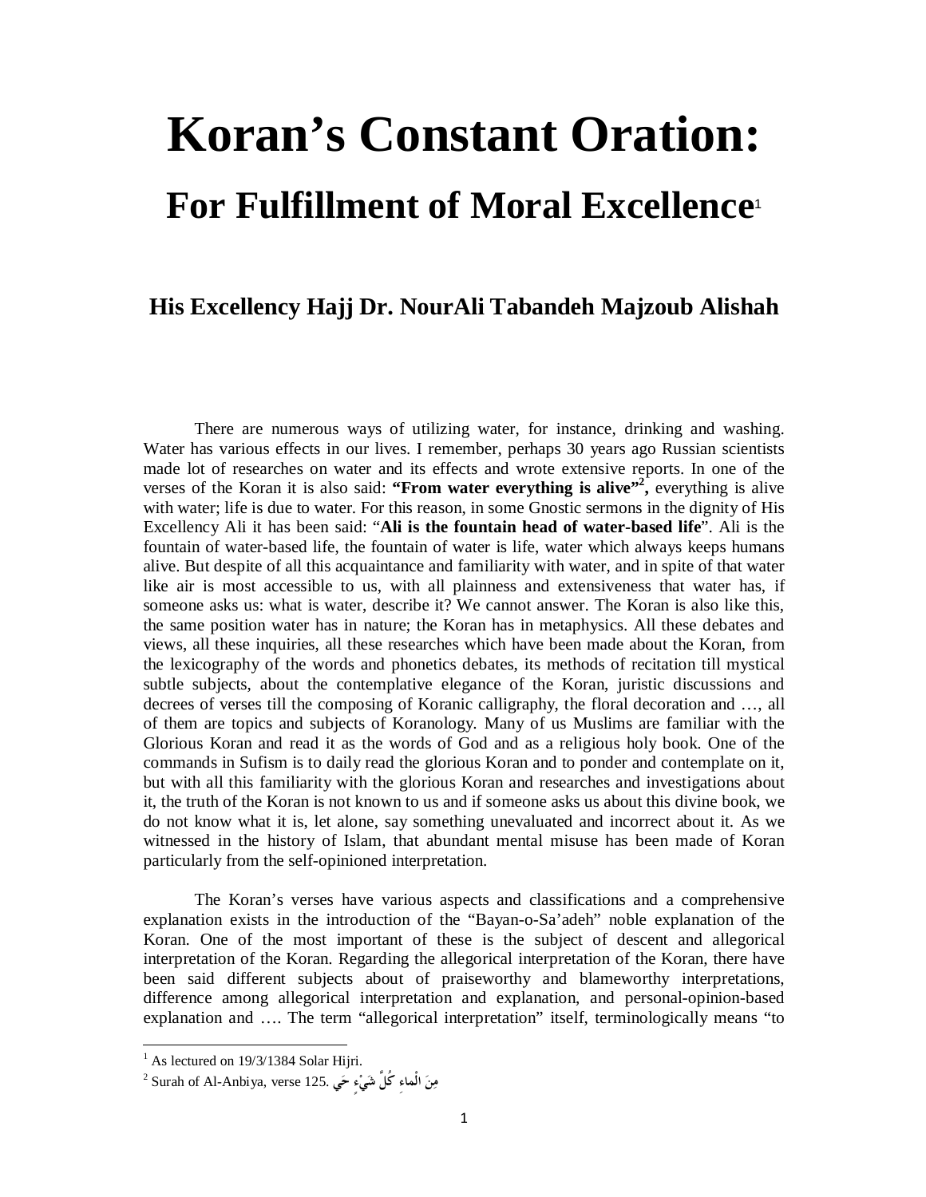# Koran's Constant Oration:

## For Fulfillment of Moral Excellence[1]

### His Excellency Hajj Dr. NourAli Tabandeh Majzoub Alishah

There are numerous ways of utilizing water, for instance, drinking and washing. Water has various effects in our lives. I remember, perhaps 30 years ago Russian scientists made lot of researches on water and its effects and wrote extensive reports. In one of the verses of the Koran it is also said: **"From water everything is alive"[2],** everything is alive with water; life is due to water. For this reason, in some Gnostic sermons in the dignity of His Excellency Ali it has been said: "**Ali is the fountain head of water-based life**". Ali is the fountain of water-based life, the fountain of water is life, water which always keeps humans alive. But despite of all this acquaintance and familiarity with water, and in spite of that water like air is most accessible to us, with all plainness and extensiveness that water has, if someone asks us: what is water, describe it? We cannot answer. The Koran is also like this, the same position water has in nature; the Koran has in metaphysics. All these debates and views, all these inquiries, all these researches which have been made about the Koran, from the lexicography of the words and phonetics debates, its methods of recitation till mystical subtle subjects, about the contemplative elegance of the Koran, juristic discussions and decrees of verses till the composing of Koranic calligraphy, the floral decoration and …, all of them are topics and subjects of Koranology. Many of us Muslims are familiar with the Glorious Koran and read it as the words of God and as a religious holy book. One of the commands in Sufism is to daily read the glorious Koran and to ponder and contemplate on it, but with all this familiarity with the glorious Koran and researches and investigations about it, the truth of the Koran is not known to us and if someone asks us about this divine book, we do not know what it is, let alone, say something unevaluated and incorrect about it. As we witnessed in the history of Islam, that abundant mental misuse has been made of Koran particularly from the self-opinioned interpretation.

The Koran's verses have various aspects and classifications and a comprehensive explanation exists in the introduction of the "Bayan-o-Sa'adeh" noble explanation of the Koran. One of the most important of these is the subject of descent and allegorical interpretation of the Koran. Regarding the allegorical interpretation of the Koran, there have been said different subjects about of praiseworthy and blameworthy interpretations, difference among allegorical interpretation and explanation, and personal-opinion-based explanation and …. The term "allegorical interpretation" itself, terminologically means "to

---

[1] As lectured on 19/3/1384 Solar Hijri.

[2] Surah of Al-Anbiya, verse 125. مِنَ الْماءِ كُلَّ شَيْءٍ حَيٍ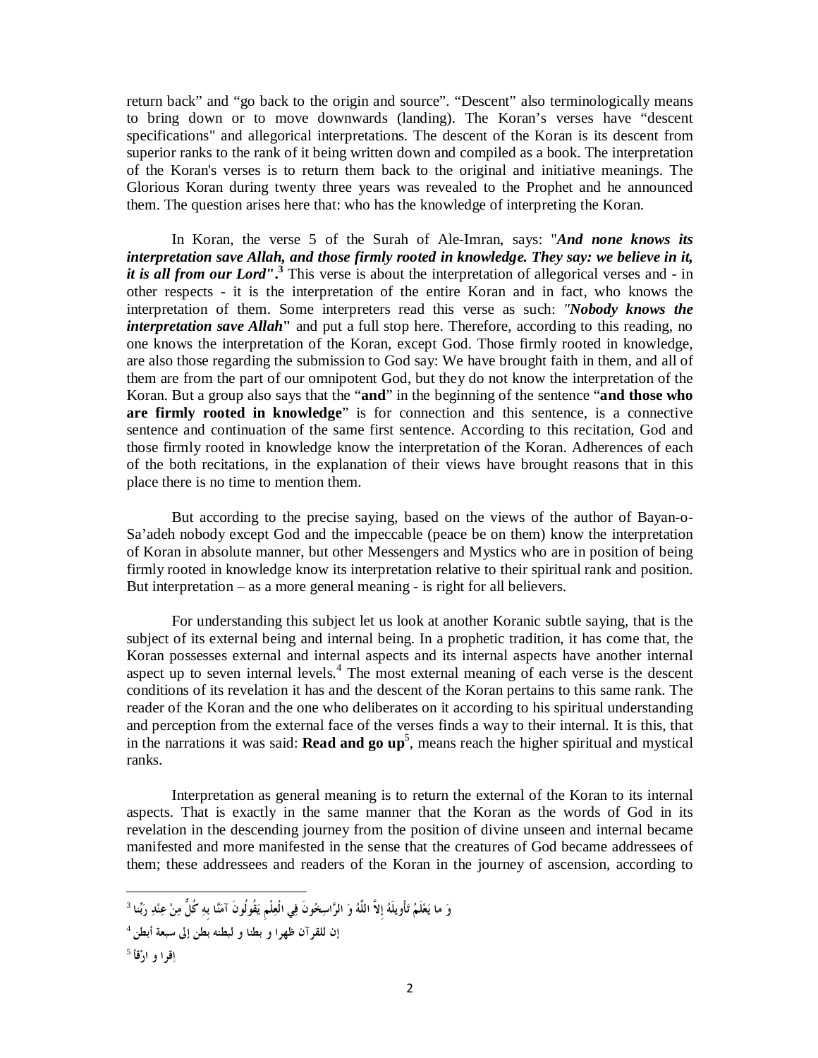return back" and "go back to the origin and source". "Descent" also terminologically means to bring down or to move downwards (landing). The Koran's verses have "descent specifications" and allegorical interpretations. The descent of the Koran is its descent from superior ranks to the rank of it being written down and compiled as a book. The interpretation of the Koran's verses is to return them back to the original and initiative meanings. The Glorious Koran during twenty three years was revealed to the Prophet and he announced them. The question arises here that: who has the knowledge of interpreting the Koran.

In Koran, the verse 5 of the Surah of Ale-Imran, says: "***And none knows its interpretation save Allah, and those firmly rooted in knowledge. They say: we believe in it, it is all from our Lord*".**[3] This verse is about the interpretation of allegorical verses and - in other respects - it is the interpretation of the entire Koran and in fact, who knows the interpretation of them. Some interpreters read this verse as such: *"**Nobody knows the interpretation save Allah**"* and put a full stop here. Therefore, according to this reading, no one knows the interpretation of the Koran, except God. Those firmly rooted in knowledge, are also those regarding the submission to God say: We have brought faith in them, and all of them are from the part of our omnipotent God, but they do not know the interpretation of the Koran. But a group also says that the "**and**" in the beginning of the sentence "**and those who are firmly rooted in knowledge**" is for connection and this sentence, is a connective sentence and continuation of the same first sentence. According to this recitation, God and those firmly rooted in knowledge know the interpretation of the Koran. Adherences of each of the both recitations, in the explanation of their views have brought reasons that in this place there is no time to mention them.

But according to the precise saying, based on the views of the author of Bayan-o-Sa'adeh nobody except God and the impeccable (peace be on them) know the interpretation of Koran in absolute manner, but other Messengers and Mystics who are in position of being firmly rooted in knowledge know its interpretation relative to their spiritual rank and position. But interpretation – as a more general meaning - is right for all believers.

For understanding this subject let us look at another Koranic subtle saying, that is the subject of its external being and internal being. In a prophetic tradition, it has come that, the Koran possesses external and internal aspects and its internal aspects have another internal aspect up to seven internal levels.[4] The most external meaning of each verse is the descent conditions of its revelation it has and the descent of the Koran pertains to this same rank. The reader of the Koran and the one who deliberates on it according to his spiritual understanding and perception from the external face of the verses finds a way to their internal. It is this, that in the narrations it was said: **Read and go up**[5], means reach the higher spiritual and mystical ranks.

Interpretation as general meaning is to return the external of the Koran to its internal aspects. That is exactly in the same manner that the Koran as the words of God in its revelation in the descending journey from the position of divine unseen and internal became manifested and more manifested in the sense that the creatures of God became addressees of them; these addressees and readers of the Koran in the journey of ascension, according to

---

[3] وَ ما يَعْلَمُ تَأْوِيلَهُ إِلاَّ اللَّهُ وَ الرَّاسِخُونَ فِي الْعِلْمِ يَقُولُونَ آمَنَّا بِهِ كُلٌّ مِنْ عِنْدِ رَبِّنا

[4] إن للقرآن ظهرا و بطنا و لبطنه بطن إلى سبعة أبطن

[5] اِقرا و ارْقأ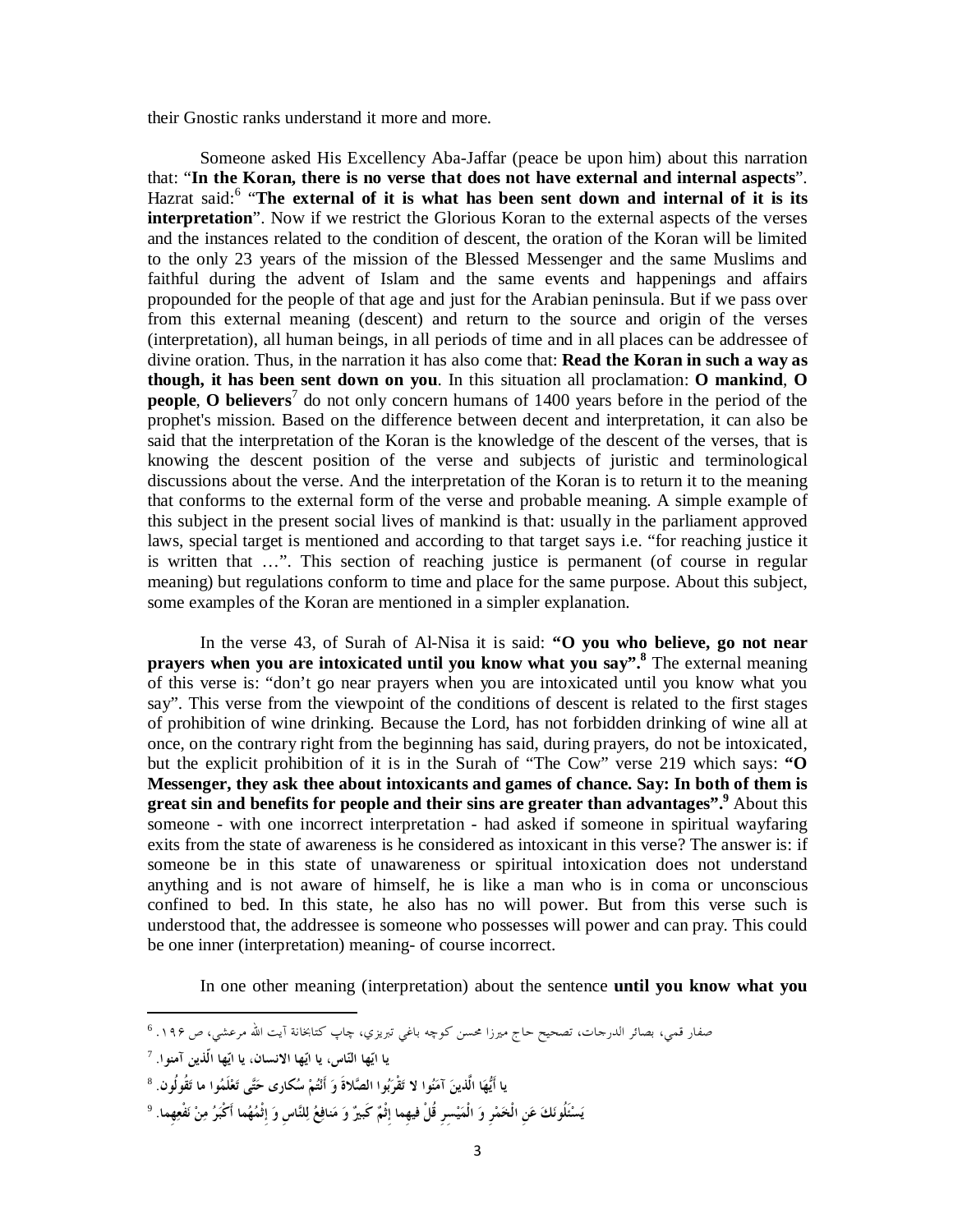their Gnostic ranks understand it more and more.

Someone asked His Excellency Aba-Jaffar (peace be upon him) about this narration that: "**In the Koran, there is no verse that does not have external and internal aspects**". Hazrat said:[6] "**The external of it is what has been sent down and internal of it is its interpretation**". Now if we restrict the Glorious Koran to the external aspects of the verses and the instances related to the condition of descent, the oration of the Koran will be limited to the only 23 years of the mission of the Blessed Messenger and the same Muslims and faithful during the advent of Islam and the same events and happenings and affairs propounded for the people of that age and just for the Arabian peninsula. But if we pass over from this external meaning (descent) and return to the source and origin of the verses (interpretation), all human beings, in all periods of time and in all places can be addressee of divine oration. Thus, in the narration it has also come that: **Read the Koran in such a way as though, it has been sent down on you**. In this situation all proclamation: **O mankind**, **O people**, **O believers**[7] do not only concern humans of 1400 years before in the period of the prophet's mission. Based on the difference between decent and interpretation, it can also be said that the interpretation of the Koran is the knowledge of the descent of the verses, that is knowing the descent position of the verse and subjects of juristic and terminological discussions about the verse. And the interpretation of the Koran is to return it to the meaning that conforms to the external form of the verse and probable meaning. A simple example of this subject in the present social lives of mankind is that: usually in the parliament approved laws, special target is mentioned and according to that target says i.e. "for reaching justice it is written that …". This section of reaching justice is permanent (of course in regular meaning) but regulations conform to time and place for the same purpose. About this subject, some examples of the Koran are mentioned in a simpler explanation.

In the verse 43, of Surah of Al-Nisa it is said: **"O you who believe, go not near prayers when you are intoxicated until you know what you say".**[8] The external meaning of this verse is: "don't go near prayers when you are intoxicated until you know what you say". This verse from the viewpoint of the conditions of descent is related to the first stages of prohibition of wine drinking. Because the Lord, has not forbidden drinking of wine all at once, on the contrary right from the beginning has said, during prayers, do not be intoxicated, but the explicit prohibition of it is in the Surah of "The Cow" verse 219 which says: **"O Messenger, they ask thee about intoxicants and games of chance. Say: In both of them is great sin and benefits for people and their sins are greater than advantages".**[9] About this someone - with one incorrect interpretation - had asked if someone in spiritual wayfaring exits from the state of awareness is he considered as intoxicant in this verse? The answer is: if someone be in this state of unawareness or spiritual intoxication does not understand anything and is not aware of himself, he is like a man who is in coma or unconscious confined to bed. In this state, he also has no will power. But from this verse such is understood that, the addressee is someone who possesses will power and can pray. This could be one inner (interpretation) meaning- of course incorrect.

In one other meaning (interpretation) about the sentence **until you know what you**

---

[6] صفار قمي، بصائر الدرجات، تصحيح حاج ميرزا محسن كوچه باغي تبريزي، چاپ كتابخانة آيت الله مرعشي، ص ۱۹۶.

[7] **يا ايّها النّاس، يا ايّها الانسان، يا ايّها الّذين آمنوا.**

[8] **يا أَيُّهَا الَّذينَ آمَنُوا لا تَقْرَبُوا الصَّلاةَ وَ أَنْتُمْ سُكارى حَتَّى تَعْلَمُوا ما تَقُولُون.**

[9] **يَسْئَلُونَكَ عَنِ الْخَمْرِ وَ الْمَيْسِرِ قُلْ فيهِما إِثْمٌ كَبيرٌ وَ مَنافِعُ لِلنَّاسِ وَ إِثْمُهُما أَكْبَرُ مِنْ نَفْعِهِما.**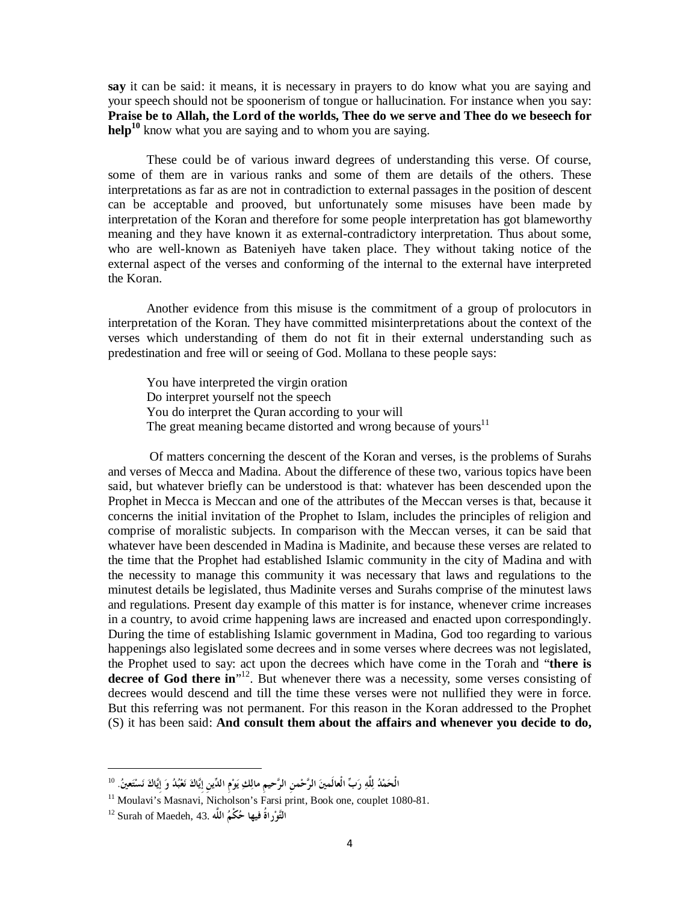**say** it can be said: it means, it is necessary in prayers to do know what you are saying and your speech should not be spoonerism of tongue or hallucination. For instance when you say: **Praise be to Allah, the Lord of the worlds, Thee do we serve and Thee do we beseech for help**[10] know what you are saying and to whom you are saying.

These could be of various inward degrees of understanding this verse. Of course, some of them are in various ranks and some of them are details of the others. These interpretations as far as are not in contradiction to external passages in the position of descent can be acceptable and prooved, but unfortunately some misuses have been made by interpretation of the Koran and therefore for some people interpretation has got blameworthy meaning and they have known it as external-contradictory interpretation. Thus about some, who are well-known as Bateniyeh have taken place. They without taking notice of the external aspect of the verses and conforming of the internal to the external have interpreted the Koran.

Another evidence from this misuse is the commitment of a group of prolocutors in interpretation of the Koran. They have committed misinterpretations about the context of the verses which understanding of them do not fit in their external understanding such as predestination and free will or seeing of God. Mollana to these people says:

> You have interpreted the virgin oration
> Do interpret yourself not the speech
> You do interpret the Quran according to your will
> The great meaning became distorted and wrong because of yours[11]

Of matters concerning the descent of the Koran and verses, is the problems of Surahs and verses of Mecca and Madina. About the difference of these two, various topics have been said, but whatever briefly can be understood is that: whatever has been descended upon the Prophet in Mecca is Meccan and one of the attributes of the Meccan verses is that, because it concerns the initial invitation of the Prophet to Islam, includes the principles of religion and comprise of moralistic subjects. In comparison with the Meccan verses, it can be said that whatever have been descended in Madina is Madinite, and because these verses are related to the time that the Prophet had established Islamic community in the city of Madina and with the necessity to manage this community it was necessary that laws and regulations to the minutest details be legislated, thus Madinite verses and Surahs comprise of the minutest laws and regulations. Present day example of this matter is for instance, whenever crime increases in a country, to avoid crime happening laws are increased and enacted upon correspondingly. During the time of establishing Islamic government in Madina, God too regarding to various happenings also legislated some decrees and in some verses where decrees was not legislated, the Prophet used to say: act upon the decrees which have come in the Torah and "**there is decree of God there in**"[12]. But whenever there was a necessity, some verses consisting of decrees would descend and till the time these verses were not nullified they were in force. But this referring was not permanent. For this reason in the Koran addressed to the Prophet (S) it has been said: **And consult them about the affairs and whenever you decide to do,**

---

[10] الْحَمْدُ لِلَّهِ رَبِّ الْعالَمينَ الرَّحْمنِ الرَّحيمِ مالِكِ يَوْمِ الدِّينِ إِيَّاكَ نَعْبُدُ وَ إِيَّاكَ نَسْتَعينُ.

[11] Moulavi's Masnavi, Nicholson's Farsi print, Book one, couplet 1080-81.

[12] Surah of Maedeh, 43. **التَّوْراةُ فيها حُكْمُ اللَّه**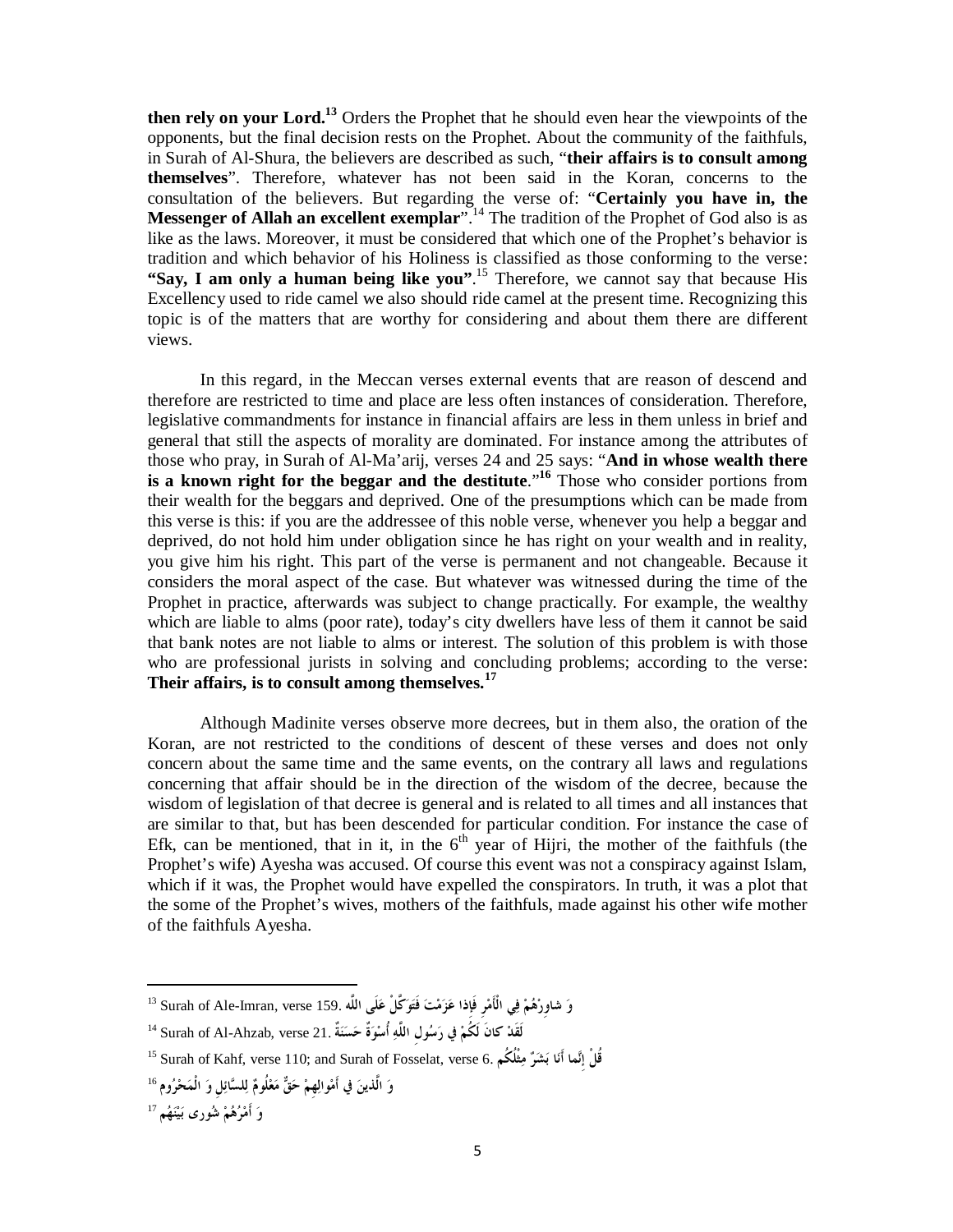**then rely on your Lord.**[13] Orders the Prophet that he should even hear the viewpoints of the opponents, but the final decision rests on the Prophet. About the community of the faithfuls, in Surah of Al-Shura, the believers are described as such, "**their affairs is to consult among themselves**". Therefore, whatever has not been said in the Koran, concerns to the consultation of the believers. But regarding the verse of: "**Certainly you have in, the Messenger of Allah an excellent exemplar**".[14] The tradition of the Prophet of God also is as like as the laws. Moreover, it must be considered that which one of the Prophet's behavior is tradition and which behavior of his Holiness is classified as those conforming to the verse: **"Say, I am only a human being like you"**.[15] Therefore, we cannot say that because His Excellency used to ride camel we also should ride camel at the present time. Recognizing this topic is of the matters that are worthy for considering and about them there are different views.

In this regard, in the Meccan verses external events that are reason of descend and therefore are restricted to time and place are less often instances of consideration. Therefore, legislative commandments for instance in financial affairs are less in them unless in brief and general that still the aspects of morality are dominated. For instance among the attributes of those who pray, in Surah of Al-Ma'arij, verses 24 and 25 says: "**And in whose wealth there is a known right for the beggar and the destitute**."[16] Those who consider portions from their wealth for the beggars and deprived. One of the presumptions which can be made from this verse is this: if you are the addressee of this noble verse, whenever you help a beggar and deprived, do not hold him under obligation since he has right on your wealth and in reality, you give him his right. This part of the verse is permanent and not changeable. Because it considers the moral aspect of the case. But whatever was witnessed during the time of the Prophet in practice, afterwards was subject to change practically. For example, the wealthy which are liable to alms (poor rate), today's city dwellers have less of them it cannot be said that bank notes are not liable to alms or interest. The solution of this problem is with those who are professional jurists in solving and concluding problems; according to the verse: **Their affairs, is to consult among themselves.**[17]

Although Madinite verses observe more decrees, but in them also, the oration of the Koran, are not restricted to the conditions of descent of these verses and does not only concern about the same time and the same events, on the contrary all laws and regulations concerning that affair should be in the direction of the wisdom of the decree, because the wisdom of legislation of that decree is general and is related to all times and all instances that are similar to that, but has been descended for particular condition. For instance the case of Efk, can be mentioned, that in it, in the 6th year of Hijri, the mother of the faithfuls (the Prophet's wife) Ayesha was accused. Of course this event was not a conspiracy against Islam, which if it was, the Prophet would have expelled the conspirators. In truth, it was a plot that the some of the Prophet's wives, mothers of the faithfuls, made against his other wife mother of the faithfuls Ayesha.

---

[13] Surah of Ale-Imran, verse 159. وَ شاوِرْهُمْ فِي الْأَمْرِ فَإِذا عَزَمْتَ فَتَوَكَّلْ عَلَى اللَّه

[14] Surah of Al-Ahzab, verse 21. لَقَدْ كانَ لَكُمْ في رَسُولِ اللَّهِ أُسْوَةٌ حَسَنَةٌ

[15] Surah of Kahf, verse 110; and Surah of Fosselat, verse 6. قُلْ إِنَّما أَنَا بَشَرٌ مِثْلُكُم

[16] وَ الَّذينَ في أَمْوالِهِمْ حَقٌّ مَعْلُومٌ لِلسَّائِلِ وَ الْمَحْرُوم

[17] وَ أَمْرُهُمْ شُورى بَيْنَهُم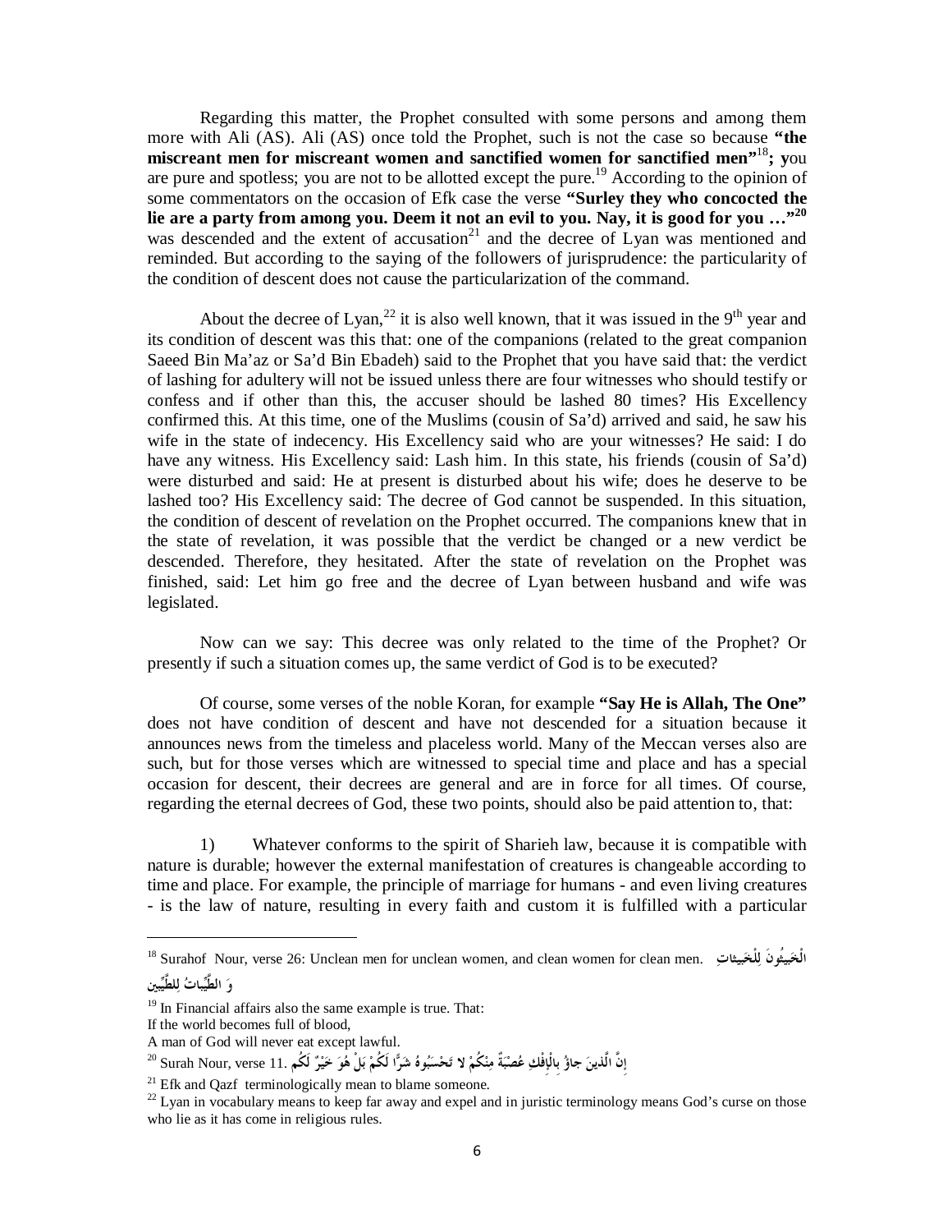Regarding this matter, the Prophet consulted with some persons and among them more with Ali (AS). Ali (AS) once told the Prophet, such is not the case so because **"the miscreant men for miscreant women and sanctified women for sanctified men"**[18]**;** you are pure and spotless; you are not to be allotted except the pure.[19] According to the opinion of some commentators on the occasion of Efk case the verse **"Surley they who concocted the lie are a party from among you. Deem it not an evil to you. Nay, it is good for you …"**[20] was descended and the extent of accusation[21] and the decree of Lyan was mentioned and reminded. But according to the saying of the followers of jurisprudence: the particularity of the condition of descent does not cause the particularization of the command.

About the decree of Lyan,[22] it is also well known, that it was issued in the 9th year and its condition of descent was this that: one of the companions (related to the great companion Saeed Bin Ma'az or Sa'd Bin Ebadeh) said to the Prophet that you have said that: the verdict of lashing for adultery will not be issued unless there are four witnesses who should testify or confess and if other than this, the accuser should be lashed 80 times? His Excellency confirmed this. At this time, one of the Muslims (cousin of Sa'd) arrived and said, he saw his wife in the state of indecency. His Excellency said who are your witnesses? He said: I do have any witness. His Excellency said: Lash him. In this state, his friends (cousin of Sa'd) were disturbed and said: He at present is disturbed about his wife; does he deserve to be lashed too? His Excellency said: The decree of God cannot be suspended. In this situation, the condition of descent of revelation on the Prophet occurred. The companions knew that in the state of revelation, it was possible that the verdict be changed or a new verdict be descended. Therefore, they hesitated. After the state of revelation on the Prophet was finished, said: Let him go free and the decree of Lyan between husband and wife was legislated.

Now can we say: This decree was only related to the time of the Prophet? Or presently if such a situation comes up, the same verdict of God is to be executed?

Of course, some verses of the noble Koran, for example **"Say He is Allah, The One"** does not have condition of descent and have not descended for a situation because it announces news from the timeless and placeless world. Many of the Meccan verses also are such, but for those verses which are witnessed to special time and place and has a special occasion for descent, their decrees are general and are in force for all times. Of course, regarding the eternal decrees of God, these two points, should also be paid attention to, that:

1) Whatever conforms to the spirit of Sharieh law, because it is compatible with nature is durable; however the external manifestation of creatures is changeable according to time and place. For example, the principle of marriage for humans - and even living creatures - is the law of nature, resulting in every faith and custom it is fulfilled with a particular

---

[18] Surahof Nour, verse 26: Unclean men for unclean women, and clean women for clean men. الْخَبيثُونَ لِلْخَبيثاتِ وَ الطَّيِّباتُ لِلطَّيِّبين

[19] In Financial affairs also the same example is true. That:
If the world becomes full of blood,
A man of God will never eat except lawful.

[20] Surah Nour, verse 11. إِنَّ الَّذينَ جاؤُ بِالْإِفْكِ عُصْبَةٌ مِنْكُمْ لا تَحْسَبُوهُ شَرًّا لَكُمْ بَلْ هُوَ خَيْرٌ لَكُم

[21] Efk and Qazf terminologically mean to blame someone.

[22] Lyan in vocabulary means to keep far away and expel and in juristic terminology means God's curse on those who lie as it has come in religious rules.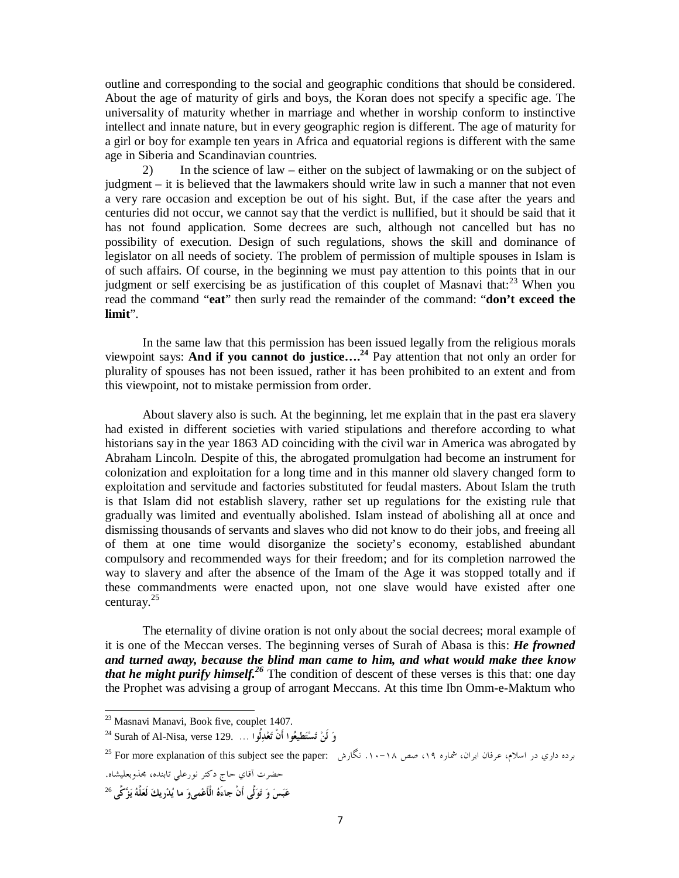outline and corresponding to the social and geographic conditions that should be considered. About the age of maturity of girls and boys, the Koran does not specify a specific age. The universality of maturity whether in marriage and whether in worship conform to instinctive intellect and innate nature, but in every geographic region is different. The age of maturity for a girl or boy for example ten years in Africa and equatorial regions is different with the same age in Siberia and Scandinavian countries.

2) In the science of law – either on the subject of lawmaking or on the subject of judgment – it is believed that the lawmakers should write law in such a manner that not even a very rare occasion and exception be out of his sight. But, if the case after the years and centuries did not occur, we cannot say that the verdict is nullified, but it should be said that it has not found application. Some decrees are such, although not cancelled but has no possibility of execution. Design of such regulations, shows the skill and dominance of legislator on all needs of society. The problem of permission of multiple spouses in Islam is of such affairs. Of course, in the beginning we must pay attention to this points that in our judgment or self exercising be as justification of this couplet of Masnavi that:[23] When you read the command "**eat**" then surly read the remainder of the command: "**don't exceed the limit**".

In the same law that this permission has been issued legally from the religious morals viewpoint says: **And if you cannot do justice….[24]** Pay attention that not only an order for plurality of spouses has not been issued, rather it has been prohibited to an extent and from this viewpoint, not to mistake permission from order.

About slavery also is such. At the beginning, let me explain that in the past era slavery had existed in different societies with varied stipulations and therefore according to what historians say in the year 1863 AD coinciding with the civil war in America was abrogated by Abraham Lincoln. Despite of this, the abrogated promulgation had become an instrument for colonization and exploitation for a long time and in this manner old slavery changed form to exploitation and servitude and factories substituted for feudal masters. About Islam the truth is that Islam did not establish slavery, rather set up regulations for the existing rule that gradually was limited and eventually abolished. Islam instead of abolishing all at once and dismissing thousands of servants and slaves who did not know to do their jobs, and freeing all of them at one time would disorganize the society's economy, established abundant compulsory and recommended ways for their freedom; and for its completion narrowed the way to slavery and after the absence of the Imam of the Age it was stopped totally and if these commandments were enacted upon, not one slave would have existed after one centuray.[25]

The eternality of divine oration is not only about the social decrees; moral example of it is one of the Meccan verses. The beginning verses of Surah of Abasa is this: ***He frowned and turned away, because the blind man came to him, and what would make thee know that he might purify himself.[26]*** The condition of descent of these verses is this that: one day the Prophet was advising a group of arrogant Meccans. At this time Ibn Omm-e-Maktum who

---

[23] Masnavi Manavi, Book five, couplet 1407.

[24] Surah of Al-Nisa, verse 129. ... وَ لَنْ تَسْتَطِيعُوا أَنْ تَعْدِلُوا

[25] For more explanation of this subject see the paper: برده داري در اسلام، عرفان ايران، شماره ۱۹، صص ۱۸–۱۰. نگارش حضرت آقاي حاج دكتر نورعلي تابنده، مجذوبعليشاه.

[26] عَبَسَ وَ تَوَلّٰى أَنْ جاءَهُ الْأَعْمىٰ وَ ما يُدْرِيكَ لَعَلَّهُ يَزَّكّٰى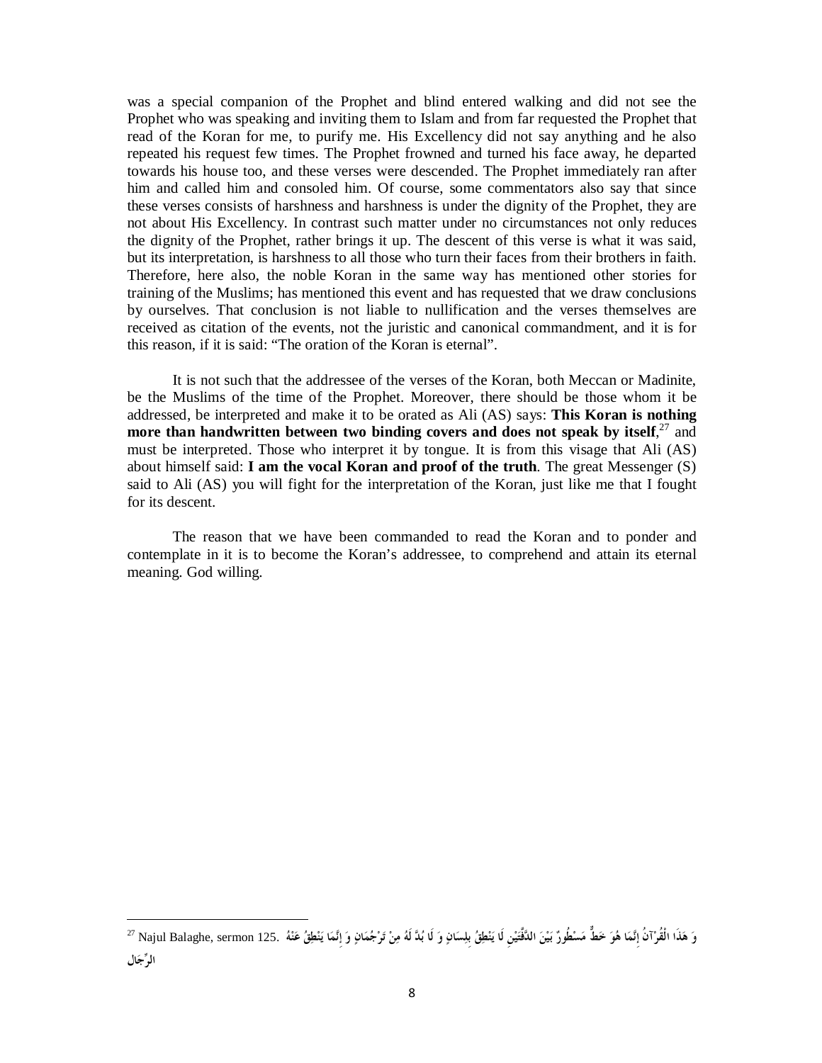was a special companion of the Prophet and blind entered walking and did not see the Prophet who was speaking and inviting them to Islam and from far requested the Prophet that read of the Koran for me, to purify me. His Excellency did not say anything and he also repeated his request few times. The Prophet frowned and turned his face away, he departed towards his house too, and these verses were descended. The Prophet immediately ran after him and called him and consoled him. Of course, some commentators also say that since these verses consists of harshness and harshness is under the dignity of the Prophet, they are not about His Excellency. In contrast such matter under no circumstances not only reduces the dignity of the Prophet, rather brings it up. The descent of this verse is what it was said, but its interpretation, is harshness to all those who turn their faces from their brothers in faith. Therefore, here also, the noble Koran in the same way has mentioned other stories for training of the Muslims; has mentioned this event and has requested that we draw conclusions by ourselves. That conclusion is not liable to nullification and the verses themselves are received as citation of the events, not the juristic and canonical commandment, and it is for this reason, if it is said: "The oration of the Koran is eternal".

It is not such that the addressee of the verses of the Koran, both Meccan or Madinite, be the Muslims of the time of the Prophet. Moreover, there should be those whom it be addressed, be interpreted and make it to be orated as Ali (AS) says: **This Koran is nothing more than handwritten between two binding covers and does not speak by itself**,[27] and must be interpreted. Those who interpret it by tongue. It is from this visage that Ali (AS) about himself said: **I am the vocal Koran and proof of the truth**. The great Messenger (S) said to Ali (AS) you will fight for the interpretation of the Koran, just like me that I fought for its descent.

The reason that we have been commanded to read the Koran and to ponder and contemplate in it is to become the Koran's addressee, to comprehend and attain its eternal meaning. God willing.

---

[27] Najul Balaghe, sermon 125. وَ هَذَا الْقُرْآنُ إِنَّمَا هُوَ خَطٌّ مَسْطُورٌ بَيْنَ الدَّفَّتَيْنِ لَا يَنْطِقُ بِلِسَانٍ وَ لَا بُدَّ لَهُ مِنْ تَرْجُمَانٍ وَ إِنَّمَا يَنْطِقُ عَنْهُ الرِّجَال